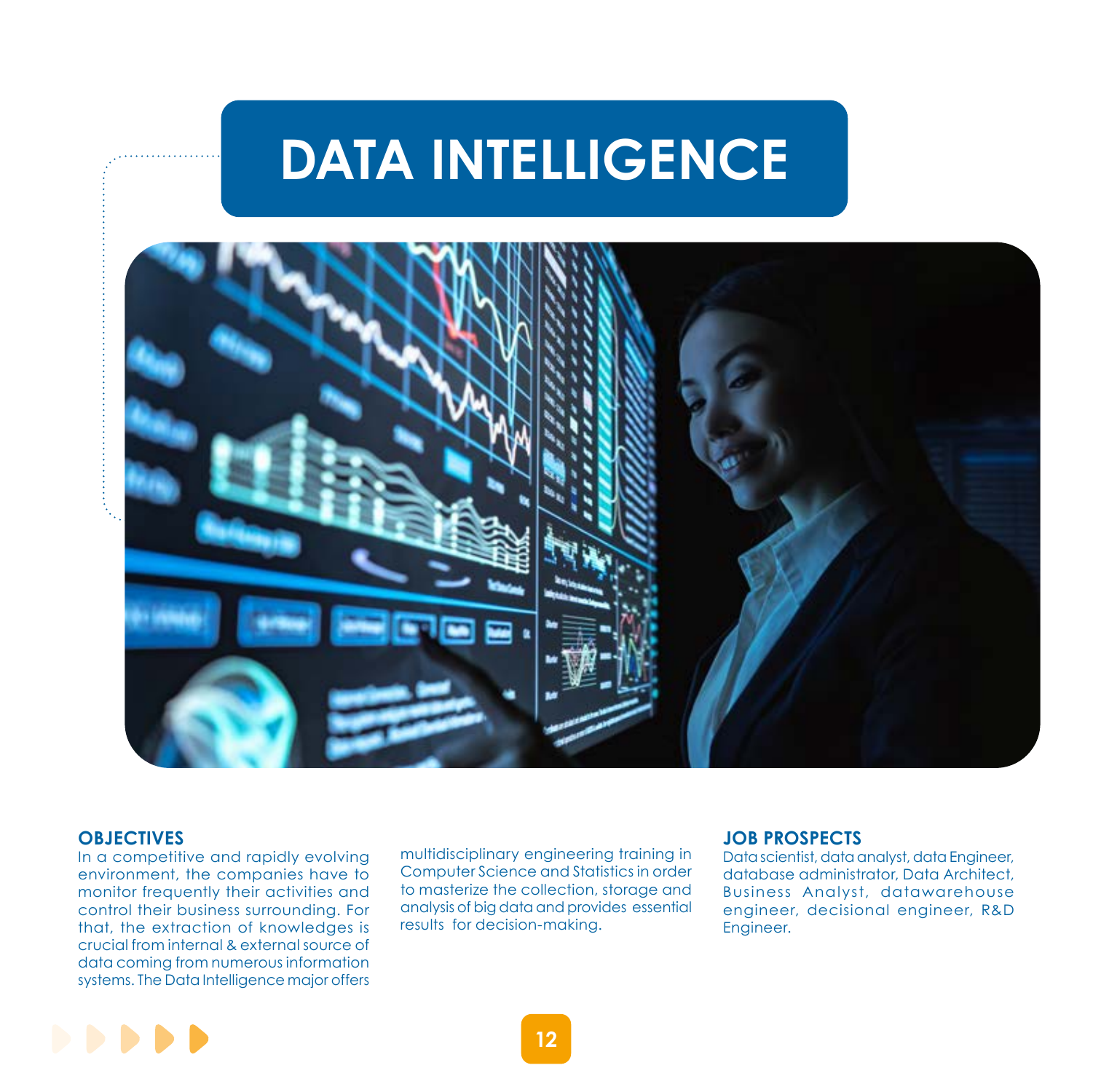# DATA INTELLIGENCE

## OBJECTIVES

In a competitive and rapidly evolving environment, the companies have to monitor frequently their activities and control their business surrounding. For that, the extraction of knowledges is crucial from internal & external source of data coming from numerous information systems. The Data Intelligence major offers multidisciplinary engineering training in Computer Science and Statistics in order to masterize the collection, storage and analysis of big data and provides essential results for decision-making.

## JOB PROSPECTS

Data scientist, data analyst, data Engineer, database administrator, Data Architect, Business Analyst, datawarehouse engineer, decisional engineer, R&D Engineer.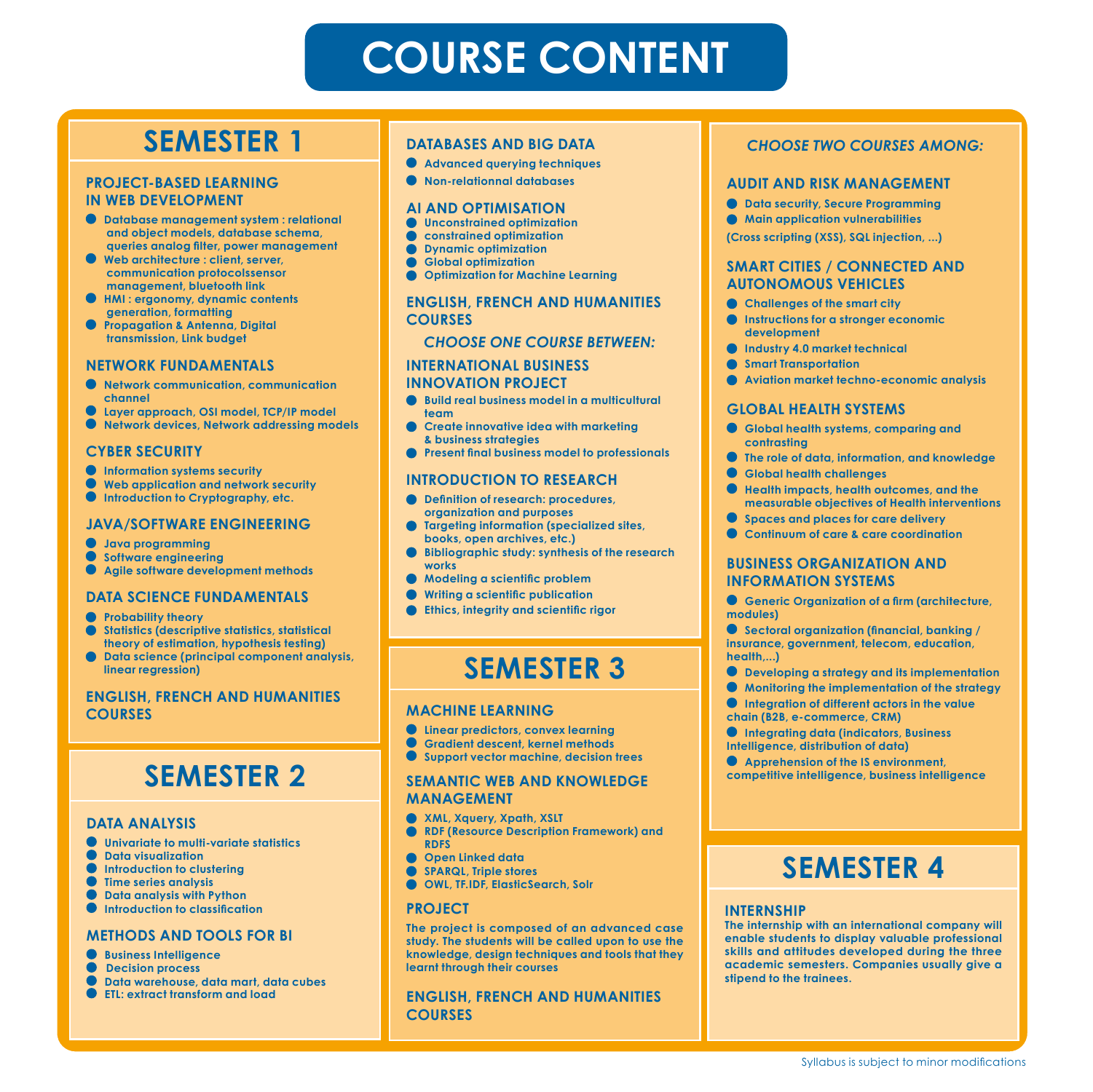# COURSE CONTENT

## SEMESTER 1

### PROJECT-BASED LEARNING IN WEB DEVELOPMENT

- Database management system : relational and object models, database schema, queries analog filter, power management
- Web architecture : client, server, communication protocolssensor management, bluetooth link
- HMI : ergonomy, dynamic contents generation, formatting
- Propagation & Antenna, Digital transmission, Link budget

### NETWORK FUNDAMENTALS

- Network communication, communication channel
- Layer approach, OSI model, TCP/IP model
- Network devices, Network addressing models

### CYBER SECURITY

- Information systems security
- Web application and network security
- Introduction to Cryptography, etc.

### JAVA/SOFTWARE ENGINEERING

- Java programming
- Software engineering
- Agile software development methods

### DATA SCIENCE FUNDAMENTALS

- Probability theory
- Statistics (descriptive statistics, statistical theory of estimation, hypothesis testing)
- Data science (principal component analysis, linear regression)

### ENGLISH, FRENCH AND HUMANITIES COURSES

## SEMESTER 2

### DATA ANALYSIS

- Univariate to multi-variate statistics
- Data visualization
- Introduction to clustering
- Time series analysis
- Data analysis with Python
- Introduction to classification

### METHODS AND TOOLS FOR BI

- Business Intelligence
- Decision process
- Data warehouse, data mart, data cubes
- ETL: extract transform and load

### DATABASES AND BIG DATA

- Advanced querying techniques
- Non-relationnal databases

### AI AND OPTIMISATION

- Unconstrained optimization
- constrained optimization
- Dynamic optimization
- Global optimization
- Optimization for Machine Learning

### ENGLISH, FRENCH AND HUMANITIES COURSES

*CHOOSE ONE COURSE BETWEEN:*

### INTERNATIONAL BUSINESS INNOVATION PROJECT

- Build real business model in a multicultural team
- Create innovative idea with marketing & business strategies
- Present final business model to professionals

### INTRODUCTION TO RESEARCH

- Definition of research: procedures, organization and purposes
- Targeting information (specialized sites, books, open archives, etc.)
- Bibliographic study: synthesis of the research works
- Modeling a scientific problem
- Writing a scientific publication
- Ethics, integrity and scientific rigor

## SEMESTER 3

### MACHINE LEARNING

- Linear predictors, convex learning
- Gradient descent, kernel methods
- Support vector machine, decision trees

### SEMANTIC WEB AND KNOWLEDGE MANAGEMENT

- XML, Xquery, Xpath, XSLT
- RDF (Resource Description Framework) and RDFS
- Open Linked data
- SPARQL, Triple stores
- OWL, TF.IDF, ElasticSearch, Solr

### PROJECT

The project is composed of an advanced case study. The students will be called upon to use the knowledge, design techniques and tools that they learnt through their courses

### ENGLISH, FRENCH AND HUMANITIES COURSES

*CHOOSE TWO COURSES AMONG:*

### AUDIT AND RISK MANAGEMENT

- Data security, Secure Programming
- Main application vulnerabilities

(Cross scripting (XSS), SQL injection, ...)

### SMART CITIES / CONNECTED AND AUTONOMOUS VEHICLES

- Challenges of the smart city
- Instructions for a stronger economic development
- Industry 4.0 market technical
- Smart Transportation
- Aviation market techno-economic analysis

### GLOBAL HEALTH SYSTEMS

- Global health systems, comparing and contrasting
- The role of data, information, and knowledge
- Global health challenges
- Health impacts, health outcomes, and the measurable objectives of Health interventions
- Spaces and places for care delivery
- Continuum of care & care coordination

### BUSINESS ORGANIZATION AND INFORMATION SYSTEMS

- Generic Organization of a firm (architecture, modules)
- Sectoral organization (financial, banking / insurance, government, telecom, education, health,...)
- Developing a strategy and its implementation
- Monitoring the implementation of the strategy
- Integration of different actors in the value chain (B2B, e-commerce, CRM)
- Integrating data (indicators, Business Intelligence, distribution of data)
- Apprehension of the IS environment, competitive intelligence, business intelligence

## SEMESTER 4

### INTERNSHIP

The internship with an international company will enable students to display valuable professional skills and attitudes developed during the three academic semesters. Companies usually give a stipend to the trainees.

Syllabus is subject to minor modifications